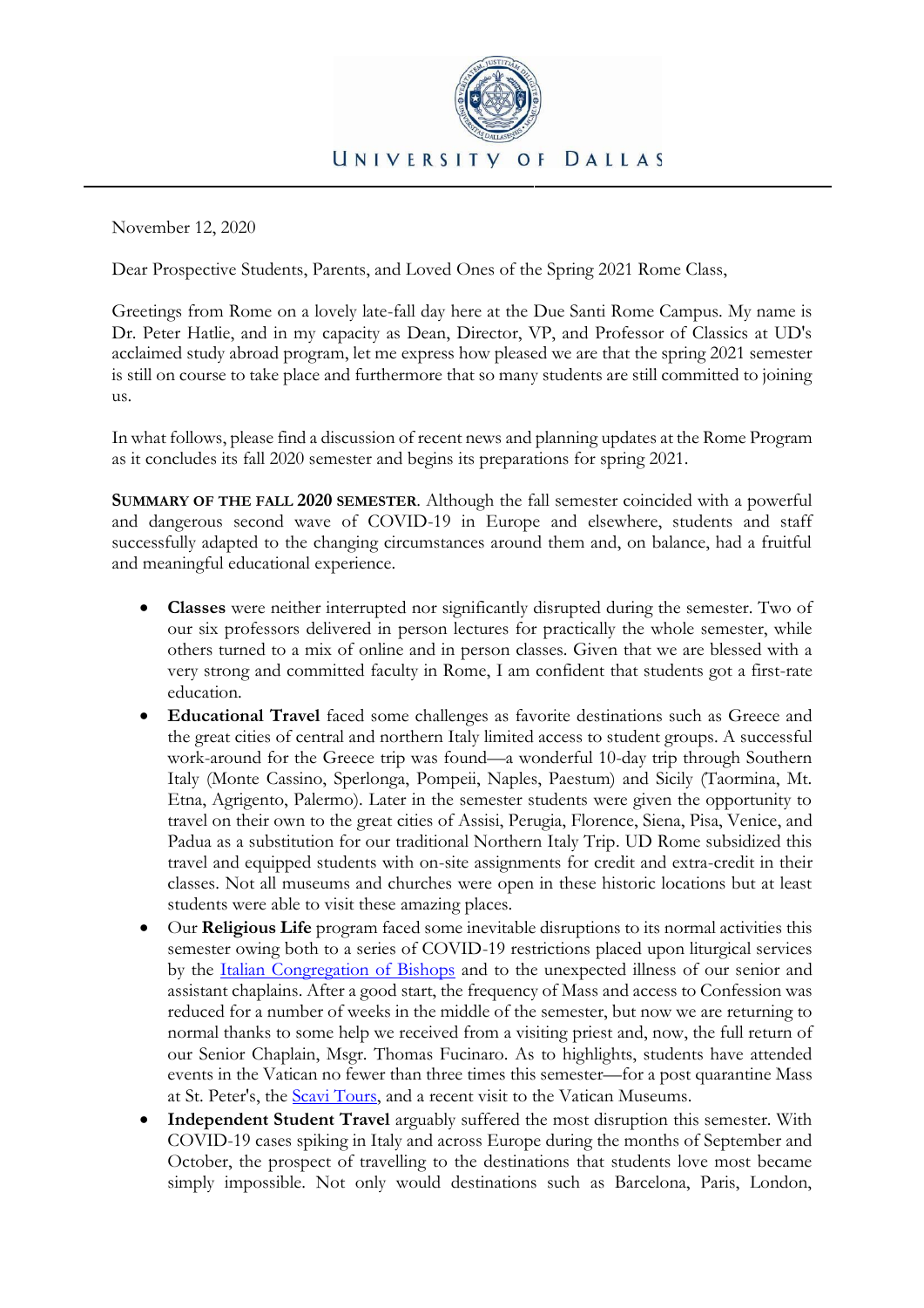UNIVERSITY OF DALLAS

November 12, 2020

Dear Prospective Students, Parents, and Loved Ones of the Spring 2021 Rome Class,

Greetings from Rome on a lovely late-fall day here at the Due Santi Rome Campus. My name is Dr. Peter Hatlie, and in my capacity as Dean, Director, VP, and Professor of Classics at UD's acclaimed study abroad program, let me express how pleased we are that the spring 2021 semester is still on course to take place and furthermore that so many students are still committed to joining us.

In what follows, please find a discussion of recent news and planning updates at the Rome Program as it concludes its fall 2020 semester and begins its preparations for spring 2021.

**SUMMARY OF THE FALL 2020 SEMESTER**. Although the fall semester coincided with a powerful and dangerous second wave of COVID-19 in Europe and elsewhere, students and staff successfully adapted to the changing circumstances around them and, on balance, had a fruitful and meaningful educational experience.

- **Classes** were neither interrupted nor significantly disrupted during the semester. Two of our six professors delivered in person lectures for practically the whole semester, while others turned to a mix of online and in person classes. Given that we are blessed with a very strong and committed faculty in Rome, I am confident that students got a first-rate education.
- **Educational Travel** faced some challenges as favorite destinations such as Greece and the great cities of central and northern Italy limited access to student groups. A successful work-around for the Greece trip was found—a wonderful 10-day trip through Southern Italy (Monte Cassino, Sperlonga, Pompeii, Naples, Paestum) and Sicily (Taormina, Mt. Etna, Agrigento, Palermo). Later in the semester students were given the opportunity to travel on their own to the great cities of Assisi, Perugia, Florence, Siena, Pisa, Venice, and Padua as a substitution for our traditional Northern Italy Trip. UD Rome subsidized this travel and equipped students with on-site assignments for credit and extra-credit in their classes. Not all museums and churches were open in these historic locations but at least students were able to visit these amazing places.
- Our **Religious Life** program faced some inevitable disruptions to its normal activities this semester owing both to a series of COVID-19 restrictions placed upon liturgical services by the Italian Congregation of Bishops and to the unexpected illness of our senior and assistant chaplains. After a good start, the frequency of Mass and access to Confession was reduced for a number of weeks in the middle of the semester, but now we are returning to normal thanks to some help we received from a visiting priest and, now, the full return of our Senior Chaplain, Msgr. Thomas Fucinaro. As to highlights, students have attended events in the Vatican no fewer than three times this semester—for a post quarantine Mass at St. Peter's, the Scavi Tours, and a recent visit to the Vatican Museums.
- **Independent Student Travel** arguably suffered the most disruption this semester. With COVID-19 cases spiking in Italy and across Europe during the months of September and October, the prospect of travelling to the destinations that students love most became simply impossible. Not only would destinations such as Barcelona, Paris, London,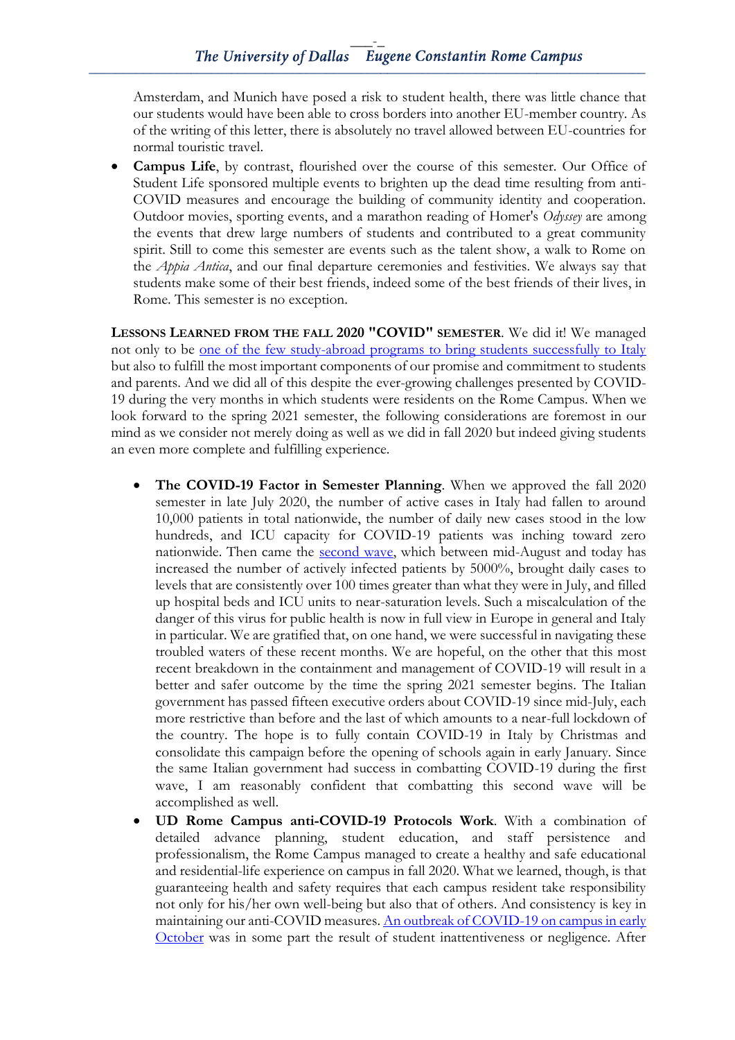Amsterdam, and Munich have posed a risk to student health, there was little chance that our students would have been able to cross borders into another EU-member country. As of the writing of this letter, there is absolutely no travel allowed between EU-countries for normal touristic travel.

- **Campus Life**, by contrast, flourished over the course of this semester. Our Office of Student Life sponsored multiple events to brighten up the dead time resulting from anti-COVID measures and encourage the building of community identity and cooperation. Outdoor movies, sporting events, and a marathon reading of Homer's *Odyssey* are among the events that drew large numbers of students and contributed to a great community spirit. Still to come this semester are events such as the talent show, a walk to Rome on the *Appia Antica*, and our final departure ceremonies and festivities. We always say that students make some of their best friends, indeed some of the best friends of their lives, in Rome. This semester is no exception.

**LESSONS LEARNED FROM THE FALL 2020 "COVID" SEMESTER**. We did it! We managed not only to be one of the few study-abroad programs to bring students successfully to Italy but also to fulfill the most important components of our promise and commitment to students and parents. And we did all of this despite the ever-growing challenges presented by COVID-19 during the very months in which students were residents on the Rome Campus. When we look forward to the spring 2021 semester, the following considerations are foremost in our mind as we consider not merely doing as well as we did in fall 2020 but indeed giving students an even more complete and fulfilling experience.

- **The COVID-19 Factor in Semester Planning**. When we approved the fall 2020 semester in late July 2020, the number of active cases in Italy had fallen to around 10,000 patients in total nationwide, the number of daily new cases stood in the low hundreds, and ICU capacity for COVID-19 patients was inching toward zero nationwide. Then came the second wave, which between mid-August and today has increased the number of actively infected patients by 5000%, brought daily cases to levels that are consistently over 100 times greater than what they were in July, and filled up hospital beds and ICU units to near-saturation levels. Such a miscalculation of the danger of this virus for public health is now in full view in Europe in general and Italy in particular. We are gratified that, on one hand, we were successful in navigating these troubled waters of these recent months. We are hopeful, on the other that this most recent breakdown in the containment and management of COVID-19 will result in a better and safer outcome by the time the spring 2021 semester begins. The Italian government has passed fifteen executive orders about COVID-19 since mid-July, each more restrictive than before and the last of which amounts to a near-full lockdown of the country. The hope is to fully contain COVID-19 in Italy by Christmas and consolidate this campaign before the opening of schools again in early January. Since the same Italian government had success in combatting COVID-19 during the first wave, I am reasonably confident that combatting this second wave will be accomplished as well.
- **UD Rome Campus anti-COVID-19 Protocols Work**. With a combination of detailed advance planning, student education, and staff persistence and professionalism, the Rome Campus managed to create a healthy and safe educational and residential-life experience on campus in fall 2020. What we learned, though, is that guaranteeing health and safety requires that each campus resident take responsibility not only for his/her own well-being but also that of others. And consistency is key in maintaining our anti-COVID measures. An outbreak of COVID-19 on campus in early October was in some part the result of student inattentiveness or negligence. After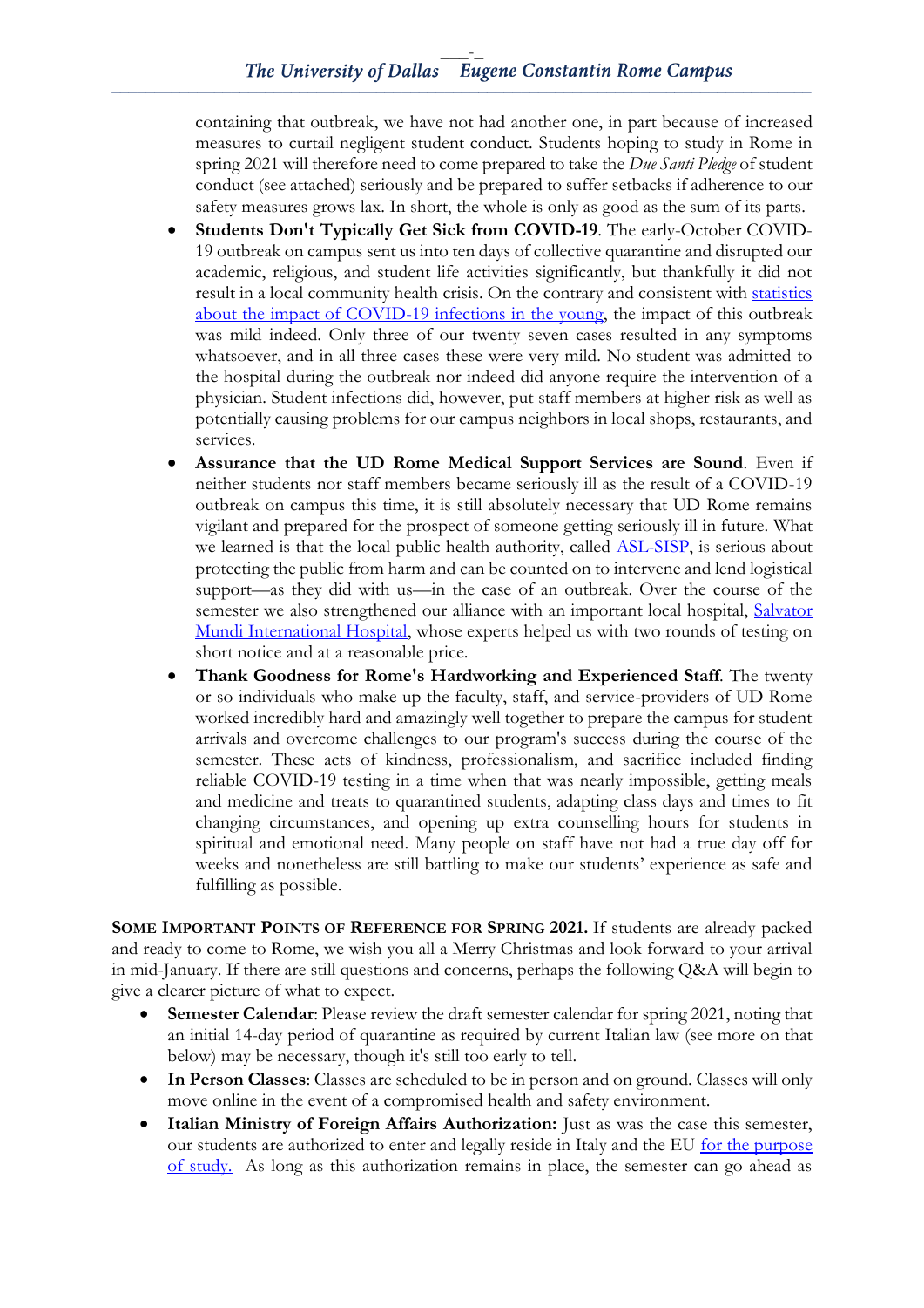containing that outbreak, we have not had another one, in part because of increased measures to curtail negligent student conduct. Students hoping to study in Rome in spring 2021 will therefore need to come prepared to take the *Due Santi Pledge* of student conduct (see attached) seriously and be prepared to suffer setbacks if adherence to our safety measures grows lax. In short, the whole is only as good as the sum of its parts.

- **Students Don't Typically Get Sick from COVID-19**. The early-October COVID-19 outbreak on campus sent us into ten days of collective quarantine and disrupted our academic, religious, and student life activities significantly, but thankfully it did not result in a local community health crisis. On the contrary and consistent with statistics about the impact of COVID-19 infections in the young, the impact of this outbreak was mild indeed. Only three of our twenty seven cases resulted in any symptoms whatsoever, and in all three cases these were very mild. No student was admitted to the hospital during the outbreak nor indeed did anyone require the intervention of a physician. Student infections did, however, put staff members at higher risk as well as potentially causing problems for our campus neighbors in local shops, restaurants, and services.
- **Assurance that the UD Rome Medical Support Services are Sound**. Even if neither students nor staff members became seriously ill as the result of a COVID-19 outbreak on campus this time, it is still absolutely necessary that UD Rome remains vigilant and prepared for the prospect of someone getting seriously ill in future. What we learned is that the local public health authority, called ASL-SISP, is serious about protecting the public from harm and can be counted on to intervene and lend logistical support—as they did with us—in the case of an outbreak. Over the course of the semester we also strengthened our alliance with an important local hospital, Salvator Mundi International Hospital, whose experts helped us with two rounds of testing on short notice and at a reasonable price.
- **Thank Goodness for Rome's Hardworking and Experienced Staff**. The twenty or so individuals who make up the faculty, staff, and service-providers of UD Rome worked incredibly hard and amazingly well together to prepare the campus for student arrivals and overcome challenges to our program's success during the course of the semester. These acts of kindness, professionalism, and sacrifice included finding reliable COVID-19 testing in a time when that was nearly impossible, getting meals and medicine and treats to quarantined students, adapting class days and times to fit changing circumstances, and opening up extra counselling hours for students in spiritual and emotional need. Many people on staff have not had a true day off for weeks and nonetheless are still battling to make our students' experience as safe and fulfilling as possible.

**Some Important Points of Reference for Spring 2021.** If students are already packed and ready to come to Rome, we wish you all a Merry Christmas and look forward to your arrival in mid-January. If there are still questions and concerns, perhaps the following Q&A will begin to give a clearer picture of what to expect.

- **Semester Calendar**: Please review the draft semester calendar for spring 2021, noting that an initial 14-day period of quarantine as required by current Italian law (see more on that below) may be necessary, though it's still too early to tell.
- **In Person Classes**: Classes are scheduled to be in person and on ground. Classes will only move online in the event of a compromised health and safety environment.
- **Italian Ministry of Foreign Affairs Authorization:** Just as was the case this semester, our students are authorized to enter and legally reside in Italy and the EU for the purpose of study. As long as this authorization remains in place, the semester can go ahead as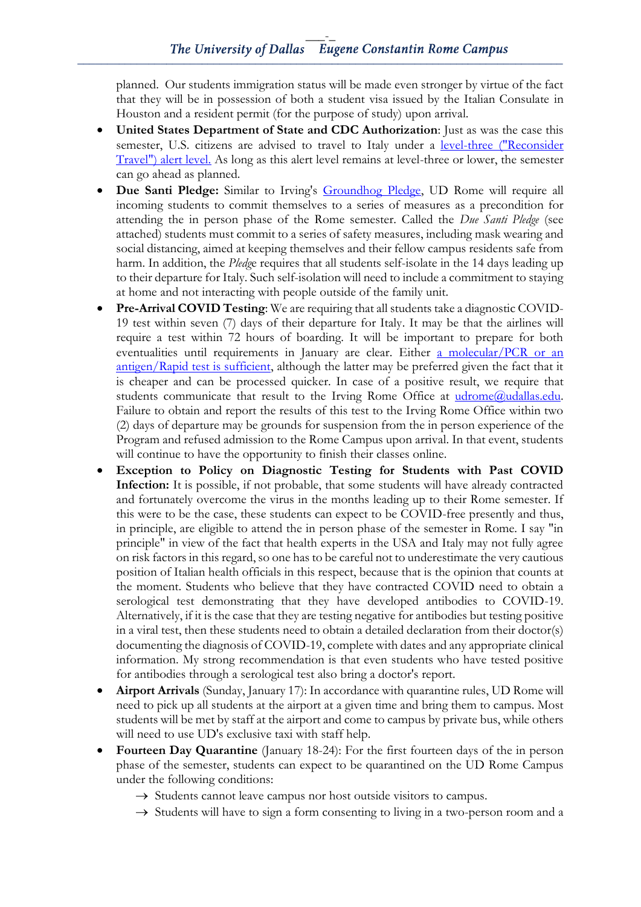planned. Our students immigration status will be made even stronger by virtue of the fact that they will be in possession of both a student visa issued by the Italian Consulate in Houston and a resident permit (for the purpose of study) upon arrival.

- **United States Department of State and CDC Authorization**: Just as was the case this semester, U.S. citizens are advised to travel to Italy under a level-three ("Reconsider Travel") alert level. As long as this alert level remains at level-three or lower, the semester can go ahead as planned.
- **Due Santi Pledge:** Similar to Irving's Groundhog Pledge, UD Rome will require all incoming students to commit themselves to a series of measures as a precondition for attending the in person phase of the Rome semester. Called the *Due Santi Pledge* (see attached) students must commit to a series of safety measures, including mask wearing and social distancing, aimed at keeping themselves and their fellow campus residents safe from harm. In addition, the *Pledg*e requires that all students self-isolate in the 14 days leading up to their departure for Italy. Such self-isolation will need to include a commitment to staying at home and not interacting with people outside of the family unit.
- **Pre-Arrival COVID Testing**: We are requiring that all students take a diagnostic COVID-19 test within seven (7) days of their departure for Italy. It may be that the airlines will require a test within 72 hours of boarding. It will be important to prepare for both eventualities until requirements in January are clear. Either a molecular/PCR or an antigen/Rapid test is sufficient, although the latter may be preferred given the fact that it is cheaper and can be processed quicker. In case of a positive result, we require that students communicate that result to the Irving Rome Office at udrome@udallas.edu. Failure to obtain and report the results of this test to the Irving Rome Office within two (2) days of departure may be grounds for suspension from the in person experience of the Program and refused admission to the Rome Campus upon arrival. In that event, students will continue to have the opportunity to finish their classes online.
- **Exception to Policy on Diagnostic Testing for Students with Past COVID Infection:** It is possible, if not probable, that some students will have already contracted and fortunately overcome the virus in the months leading up to their Rome semester. If this were to be the case, these students can expect to be COVID-free presently and thus, in principle, are eligible to attend the in person phase of the semester in Rome. I say "in principle" in view of the fact that health experts in the USA and Italy may not fully agree on risk factors in this regard, so one has to be careful not to underestimate the very cautious position of Italian health officials in this respect, because that is the opinion that counts at the moment. Students who believe that they have contracted COVID need to obtain a serological test demonstrating that they have developed antibodies to COVID-19. Alternatively, if it is the case that they are testing negative for antibodies but testing positive in a viral test, then these students need to obtain a detailed declaration from their doctor(s) documenting the diagnosis of COVID-19, complete with dates and any appropriate clinical information. My strong recommendation is that even students who have tested positive for antibodies through a serological test also bring a doctor's report.
- **Airport Arrivals** (Sunday, January 17): In accordance with quarantine rules, UD Rome will need to pick up all students at the airport at a given time and bring them to campus. Most students will be met by staff at the airport and come to campus by private bus, while others will need to use UD's exclusive taxi with staff help.
- **Fourteen Day Quarantine** (January 18-24): For the first fourteen days of the in person phase of the semester, students can expect to be quarantined on the UD Rome Campus under the following conditions:
  - → Students cannot leave campus nor host outside visitors to campus.
  - → Students will have to sign a form consenting to living in a two-person room and a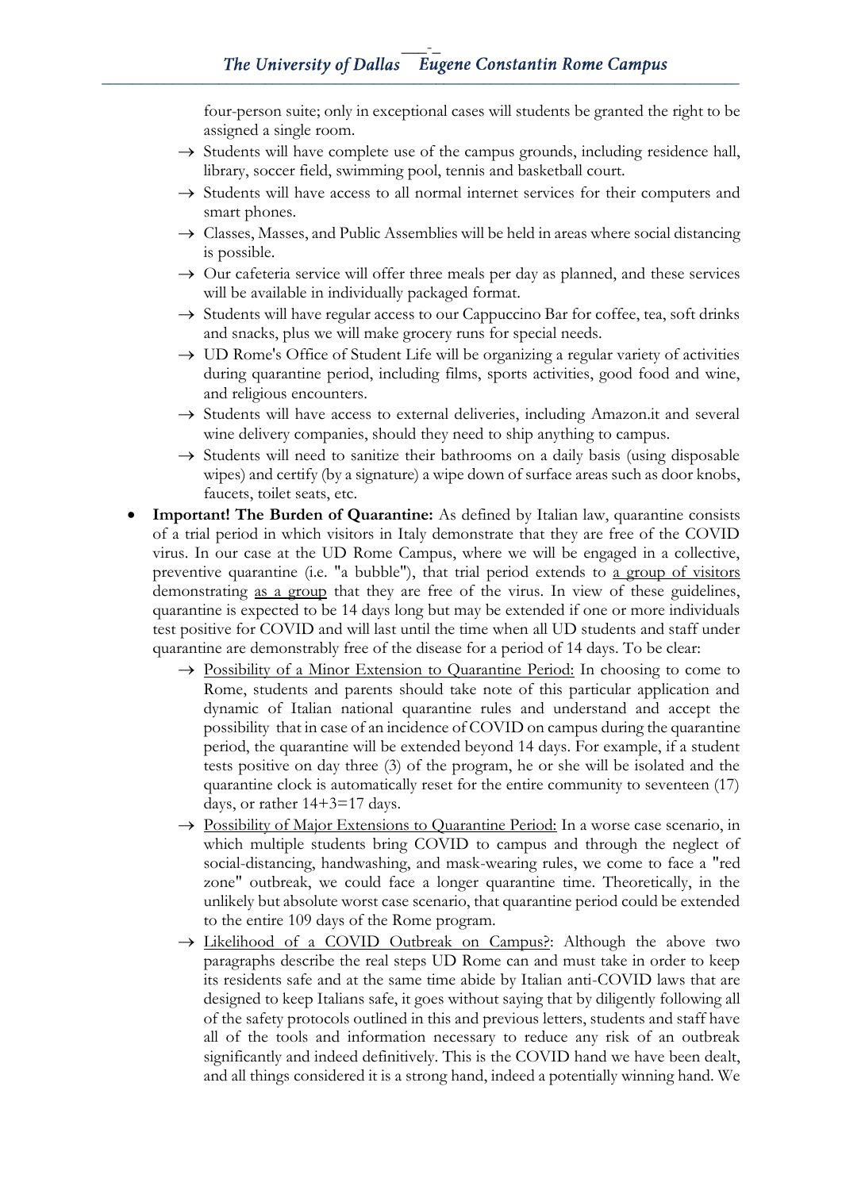four-person suite; only in exceptional cases will students be granted the right to be assigned a single room.

→ Students will have complete use of the campus grounds, including residence hall, library, soccer field, swimming pool, tennis and basketball court.

→ Students will have access to all normal internet services for their computers and smart phones.

→ Classes, Masses, and Public Assemblies will be held in areas where social distancing is possible.

→ Our cafeteria service will offer three meals per day as planned, and these services will be available in individually packaged format.

→ Students will have regular access to our Cappuccino Bar for coffee, tea, soft drinks and snacks, plus we will make grocery runs for special needs.

→ UD Rome's Office of Student Life will be organizing a regular variety of activities during quarantine period, including films, sports activities, good food and wine, and religious encounters.

→ Students will have access to external deliveries, including Amazon.it and several wine delivery companies, should they need to ship anything to campus.

→ Students will need to sanitize their bathrooms on a daily basis (using disposable wipes) and certify (by a signature) a wipe down of surface areas such as door knobs, faucets, toilet seats, etc.

- **Important! The Burden of Quarantine:** As defined by Italian law, quarantine consists of a trial period in which visitors in Italy demonstrate that they are free of the COVID virus. In our case at the UD Rome Campus, where we will be engaged in a collective, preventive quarantine (i.e. "a bubble"), that trial period extends to <u>a group of visitors</u> demonstrating <u>as a group</u> that they are free of the virus. In view of these guidelines, quarantine is expected to be 14 days long but may be extended if one or more individuals test positive for COVID and will last until the time when all UD students and staff under quarantine are demonstrably free of the disease for a period of 14 days. To be clear:

  → <u>Possibility of a Minor Extension to Quarantine Period:</u> In choosing to come to Rome, students and parents should take note of this particular application and dynamic of Italian national quarantine rules and understand and accept the possibility that in case of an incidence of COVID on campus during the quarantine period, the quarantine will be extended beyond 14 days. For example, if a student tests positive on day three (3) of the program, he or she will be isolated and the quarantine clock is automatically reset for the entire community to seventeen (17) days, or rather 14+3=17 days.

  → <u>Possibility of Major Extensions to Quarantine Period:</u> In a worse case scenario, in which multiple students bring COVID to campus and through the neglect of social-distancing, handwashing, and mask-wearing rules, we come to face a "red zone" outbreak, we could face a longer quarantine time. Theoretically, in the unlikely but absolute worst case scenario, that quarantine period could be extended to the entire 109 days of the Rome program.

  → <u>Likelihood of a COVID Outbreak on Campus?</u>: Although the above two paragraphs describe the real steps UD Rome can and must take in order to keep its residents safe and at the same time abide by Italian anti-COVID laws that are designed to keep Italians safe, it goes without saying that by diligently following all of the safety protocols outlined in this and previous letters, students and staff have all of the tools and information necessary to reduce any risk of an outbreak significantly and indeed definitively. This is the COVID hand we have been dealt, and all things considered it is a strong hand, indeed a potentially winning hand. We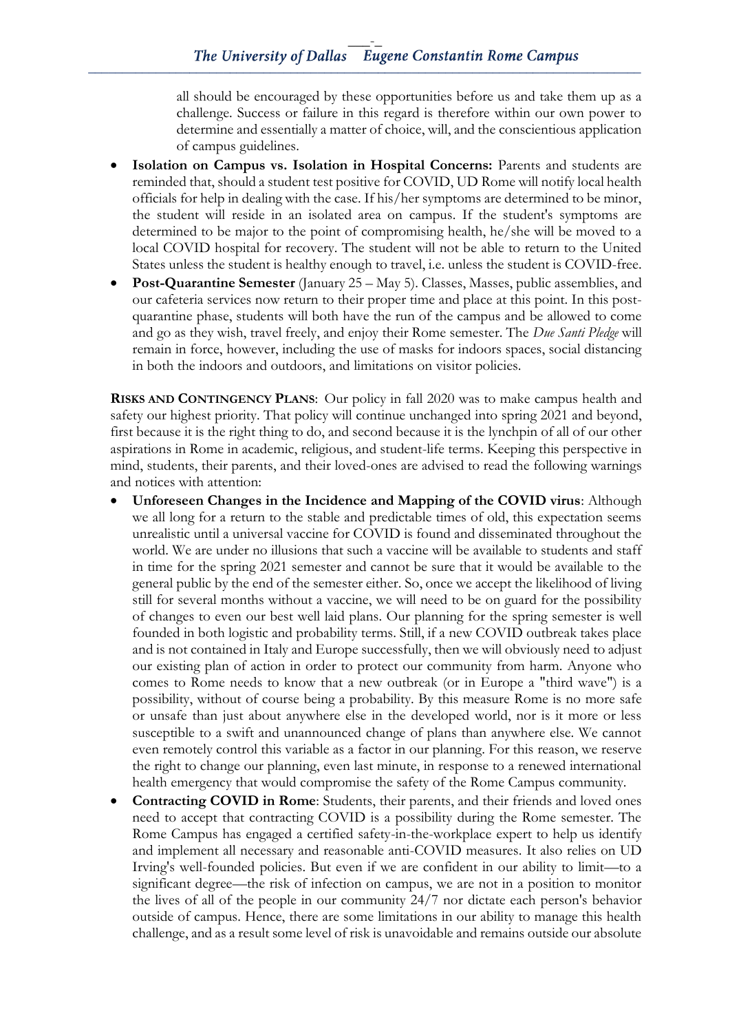all should be encouraged by these opportunities before us and take them up as a challenge. Success or failure in this regard is therefore within our own power to determine and essentially a matter of choice, will, and the conscientious application of campus guidelines.

- **Isolation on Campus vs. Isolation in Hospital Concerns:** Parents and students are reminded that, should a student test positive for COVID, UD Rome will notify local health officials for help in dealing with the case. If his/her symptoms are determined to be minor, the student will reside in an isolated area on campus. If the student's symptoms are determined to be major to the point of compromising health, he/she will be moved to a local COVID hospital for recovery. The student will not be able to return to the United States unless the student is healthy enough to travel, i.e. unless the student is COVID-free.
- **Post-Quarantine Semester** (January 25 – May 5). Classes, Masses, public assemblies, and our cafeteria services now return to their proper time and place at this point. In this post-quarantine phase, students will both have the run of the campus and be allowed to come and go as they wish, travel freely, and enjoy their Rome semester. The *Due Santi Pledge* will remain in force, however, including the use of masks for indoors spaces, social distancing in both the indoors and outdoors, and limitations on visitor policies.

**RISKS AND CONTINGENCY PLANS**: Our policy in fall 2020 was to make campus health and safety our highest priority. That policy will continue unchanged into spring 2021 and beyond, first because it is the right thing to do, and second because it is the lynchpin of all of our other aspirations in Rome in academic, religious, and student-life terms. Keeping this perspective in mind, students, their parents, and their loved-ones are advised to read the following warnings and notices with attention:

- **Unforeseen Changes in the Incidence and Mapping of the COVID virus**: Although we all long for a return to the stable and predictable times of old, this expectation seems unrealistic until a universal vaccine for COVID is found and disseminated throughout the world. We are under no illusions that such a vaccine will be available to students and staff in time for the spring 2021 semester and cannot be sure that it would be available to the general public by the end of the semester either. So, once we accept the likelihood of living still for several months without a vaccine, we will need to be on guard for the possibility of changes to even our best well laid plans. Our planning for the spring semester is well founded in both logistic and probability terms. Still, if a new COVID outbreak takes place and is not contained in Italy and Europe successfully, then we will obviously need to adjust our existing plan of action in order to protect our community from harm. Anyone who comes to Rome needs to know that a new outbreak (or in Europe a "third wave") is a possibility, without of course being a probability. By this measure Rome is no more safe or unsafe than just about anywhere else in the developed world, nor is it more or less susceptible to a swift and unannounced change of plans than anywhere else. We cannot even remotely control this variable as a factor in our planning. For this reason, we reserve the right to change our planning, even last minute, in response to a renewed international health emergency that would compromise the safety of the Rome Campus community.
- **Contracting COVID in Rome**: Students, their parents, and their friends and loved ones need to accept that contracting COVID is a possibility during the Rome semester. The Rome Campus has engaged a certified safety-in-the-workplace expert to help us identify and implement all necessary and reasonable anti-COVID measures. It also relies on UD Irving's well-founded policies. But even if we are confident in our ability to limit—to a significant degree—the risk of infection on campus, we are not in a position to monitor the lives of all of the people in our community 24/7 nor dictate each person's behavior outside of campus. Hence, there are some limitations in our ability to manage this health challenge, and as a result some level of risk is unavoidable and remains outside our absolute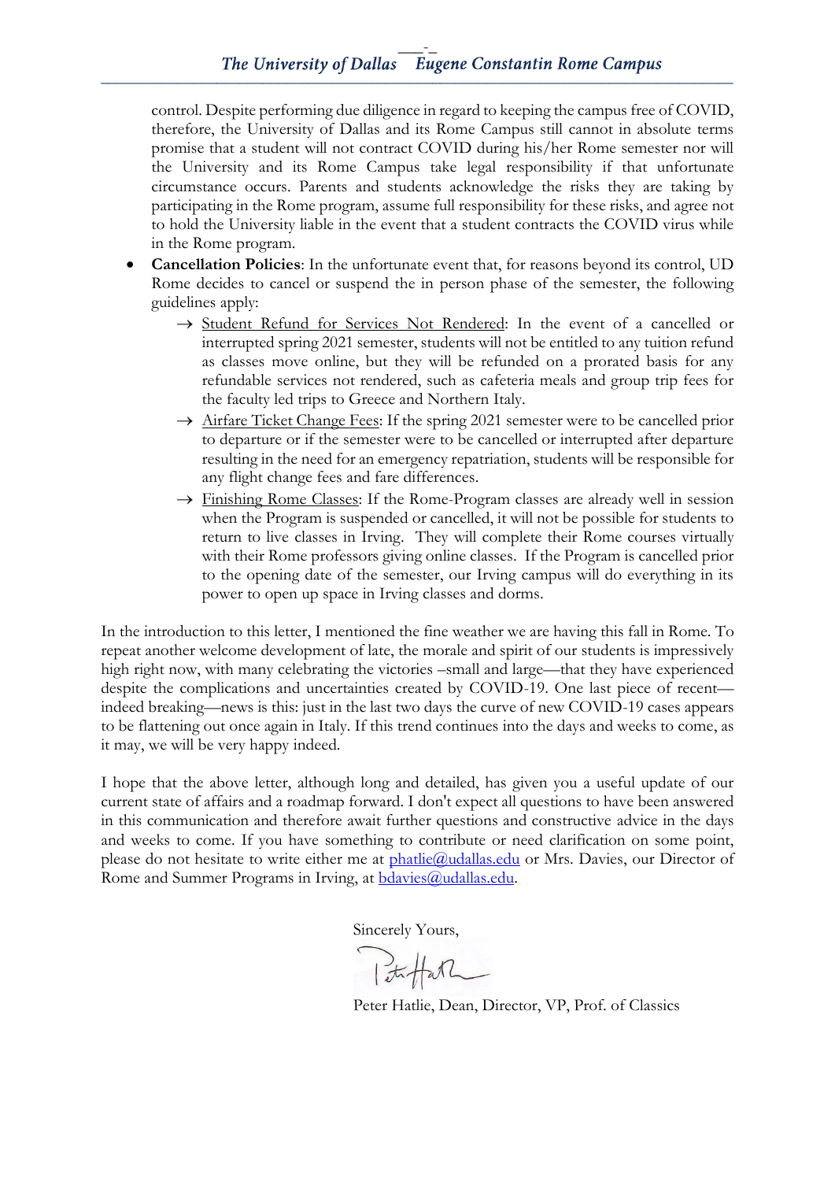control. Despite performing due diligence in regard to keeping the campus free of COVID, therefore, the University of Dallas and its Rome Campus still cannot in absolute terms promise that a student will not contract COVID during his/her Rome semester nor will the University and its Rome Campus take legal responsibility if that unfortunate circumstance occurs. Parents and students acknowledge the risks they are taking by participating in the Rome program, assume full responsibility for these risks, and agree not to hold the University liable in the event that a student contracts the COVID virus while in the Rome program.

- **Cancellation Policies**: In the unfortunate event that, for reasons beyond its control, UD Rome decides to cancel or suspend the in person phase of the semester, the following guidelines apply:
  - → Student Refund for Services Not Rendered: In the event of a cancelled or interrupted spring 2021 semester, students will not be entitled to any tuition refund as classes move online, but they will be refunded on a prorated basis for any refundable services not rendered, such as cafeteria meals and group trip fees for the faculty led trips to Greece and Northern Italy.
  - → Airfare Ticket Change Fees: If the spring 2021 semester were to be cancelled prior to departure or if the semester were to be cancelled or interrupted after departure resulting in the need for an emergency repatriation, students will be responsible for any flight change fees and fare differences.
  - → Finishing Rome Classes: If the Rome-Program classes are already well in session when the Program is suspended or cancelled, it will not be possible for students to return to live classes in Irving. They will complete their Rome courses virtually with their Rome professors giving online classes. If the Program is cancelled prior to the opening date of the semester, our Irving campus will do everything in its power to open up space in Irving classes and dorms.

In the introduction to this letter, I mentioned the fine weather we are having this fall in Rome. To repeat another welcome development of late, the morale and spirit of our students is impressively high right now, with many celebrating the victories –small and large—that they have experienced despite the complications and uncertainties created by COVID-19. One last piece of recent—indeed breaking—news is this: just in the last two days the curve of new COVID-19 cases appears to be flattening out once again in Italy. If this trend continues into the days and weeks to come, as it may, we will be very happy indeed.

I hope that the above letter, although long and detailed, has given you a useful update of our current state of affairs and a roadmap forward. I don't expect all questions to have been answered in this communication and therefore await further questions and constructive advice in the days and weeks to come. If you have something to contribute or need clarification on some point, please do not hesitate to write either me at phatlie@udallas.edu or Mrs. Davies, our Director of Rome and Summer Programs in Irving, at bdavies@udallas.edu.

Sincerely Yours,

Peter Hatlie, Dean, Director, VP, Prof. of Classics